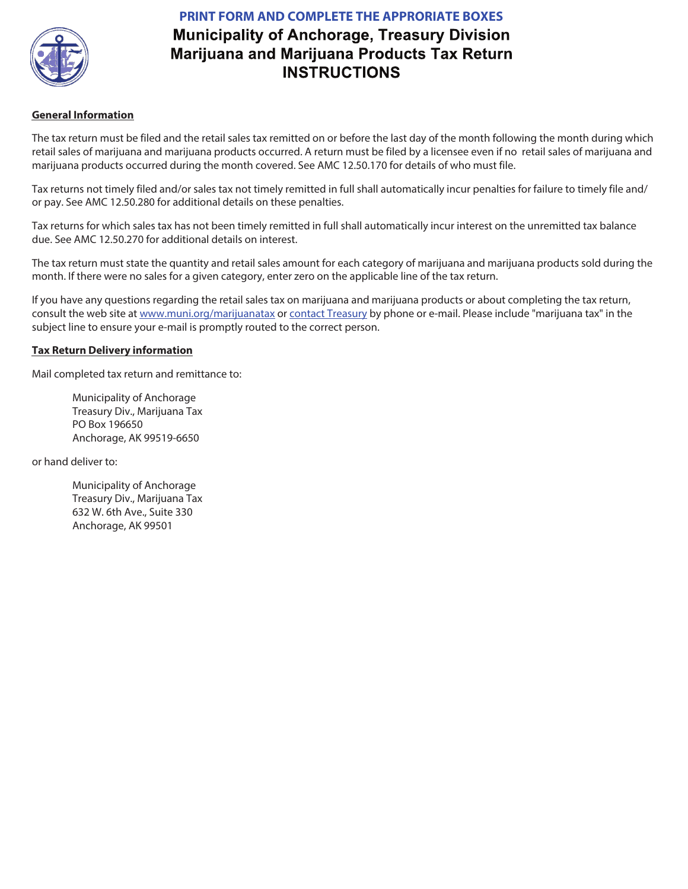**PRINT FORM AND COMPLETE THE APPRORIATE BOXES**

# Municipality of Anchorage, Treasury Division
# Marijuana and Marijuana Products Tax Return
# INSTRUCTIONS

## General Information

The tax return must be filed and the retail sales tax remitted on or before the last day of the month following the month during which retail sales of marijuana and marijuana products occurred. A return must be filed by a licensee even if no retail sales of marijuana and marijuana products occurred during the month covered. See AMC 12.50.170 for details of who must file.

Tax returns not timely filed and/or sales tax not timely remitted in full shall automatically incur penalties for failure to timely file and/or pay. See AMC 12.50.280 for additional details on these penalties.

Tax returns for which sales tax has not been timely remitted in full shall automatically incur interest on the unremitted tax balance due. See AMC 12.50.270 for additional details on interest.

The tax return must state the quantity and retail sales amount for each category of marijuana and marijuana products sold during the month. If there were no sales for a given category, enter zero on the applicable line of the tax return.

If you have any questions regarding the retail sales tax on marijuana and marijuana products or about completing the tax return, consult the web site at www.muni.org/marijuanatax or contact Treasury by phone or e-mail. Please include "marijuana tax" in the subject line to ensure your e-mail is promptly routed to the correct person.

## Tax Return Delivery information

Mail completed tax return and remittance to:

> Municipality of Anchorage
> Treasury Div., Marijuana Tax
> PO Box 196650
> Anchorage, AK 99519-6650

or hand deliver to:

> Municipality of Anchorage
> Treasury Div., Marijuana Tax
> 632 W. 6th Ave., Suite 330
> Anchorage, AK 99501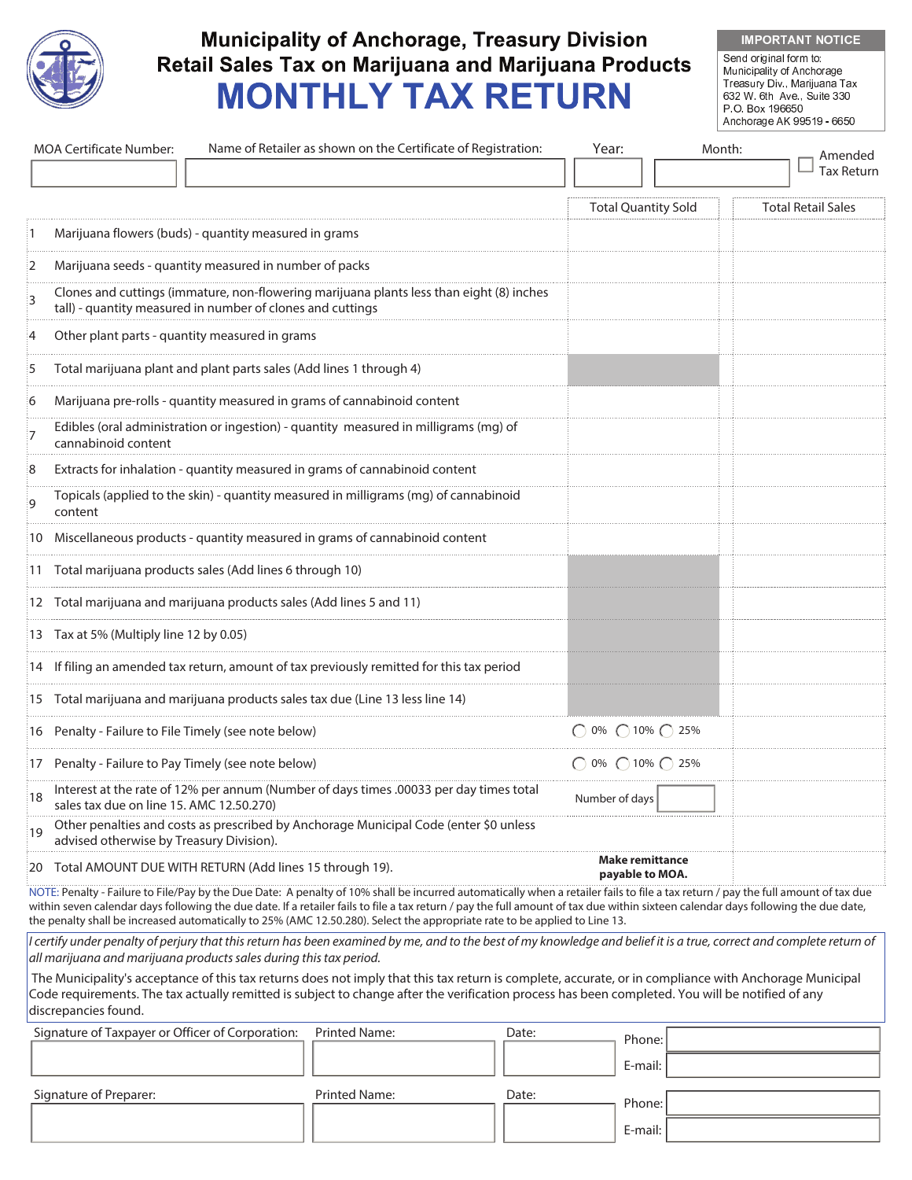# Municipality of Anchorage, Treasury Division
## Retail Sales Tax on Marijuana and Marijuana Products
# MONTHLY TAX RETURN

**IMPORTANT NOTICE**

Send original form to:
Municipality of Anchorage
Treasury Div., Marijuana Tax
632 W. 6th Ave., Suite 330
P.O. Box 196650
Anchorage AK 99519 - 6650

| MOA Certificate Number: | Name of Retailer as shown on the Certificate of Registration: | Year: | Month: | ☐ Amended Tax Return |
|---|---|---|---|---|
| | | | | |

| | | Total Quantity Sold | Total Retail Sales |
|---|---|---|---|
| 1 | Marijuana flowers (buds) - quantity measured in grams | | |
| 2 | Marijuana seeds - quantity measured in number of packs | | |
| 3 | Clones and cuttings (immature, non-flowering marijuana plants less than eight (8) inches tall) - quantity measured in number of clones and cuttings | | |
| 4 | Other plant parts - quantity measured in grams | | |
| 5 | Total marijuana plant and plant parts sales (Add lines 1 through 4) | | |
| 6 | Marijuana pre-rolls - quantity measured in grams of cannabinoid content | | |
| 7 | Edibles (oral administration or ingestion) - quantity measured in milligrams (mg) of cannabinoid content | | |
| 8 | Extracts for inhalation - quantity measured in grams of cannabinoid content | | |
| 9 | Topicals (applied to the skin) - quantity measured in milligrams (mg) of cannabinoid content | | |
| 10 | Miscellaneous products - quantity measured in grams of cannabinoid content | | |
| 11 | Total marijuana products sales (Add lines 6 through 10) | | |
| 12 | Total marijuana and marijuana products sales (Add lines 5 and 11) | | |
| 13 | Tax at 5% (Multiply line 12 by 0.05) | | |
| 14 | If filing an amended tax return, amount of tax previously remitted for this tax period | | |
| 15 | Total marijuana and marijuana products sales tax due (Line 13 less line 14) | | |
| 16 | Penalty - Failure to File Timely (see note below) | ◯ 0% ◯ 10% ◯ 25% | |
| 17 | Penalty - Failure to Pay Timely (see note below) | ◯ 0% ◯ 10% ◯ 25% | |
| 18 | Interest at the rate of 12% per annum (Number of days times .00033 per day times total sales tax due on line 15. AMC 12.50.270) | Number of days | |
| 19 | Other penalties and costs as prescribed by Anchorage Municipal Code (enter $0 unless advised otherwise by Treasury Division). | | |
| 20 | Total AMOUNT DUE WITH RETURN (Add lines 15 through 19). | **Make remittance payable to MOA.** | |

NOTE: Penalty - Failure to File/Pay by the Due Date: A penalty of 10% shall be incurred automatically when a retailer fails to file a tax return / pay the full amount of tax due within seven calendar days following the due date. If a retailer fails to file a tax return / pay the full amount of tax due within sixteen calendar days following the due date, the penalty shall be increased automatically to 25% (AMC 12.50.280). Select the appropriate rate to be applied to Line 13.

*I certify under penalty of perjury that this return has been examined by me, and to the best of my knowledge and belief it is a true, correct and complete return of all marijuana and marijuana products sales during this tax period.*

The Municipality's acceptance of this tax returns does not imply that this tax return is complete, accurate, or in compliance with Anchorage Municipal Code requirements. The tax actually remitted is subject to change after the verification process has been completed. You will be notified of any discrepancies found.

| Signature of Taxpayer or Officer of Corporation: | Printed Name: | Date: | Phone: / E-mail: |
|---|---|---|---|
| | | | |

| Signature of Preparer: | Printed Name: | Date: | Phone: / E-mail: |
|---|---|---|---|
| | | | |